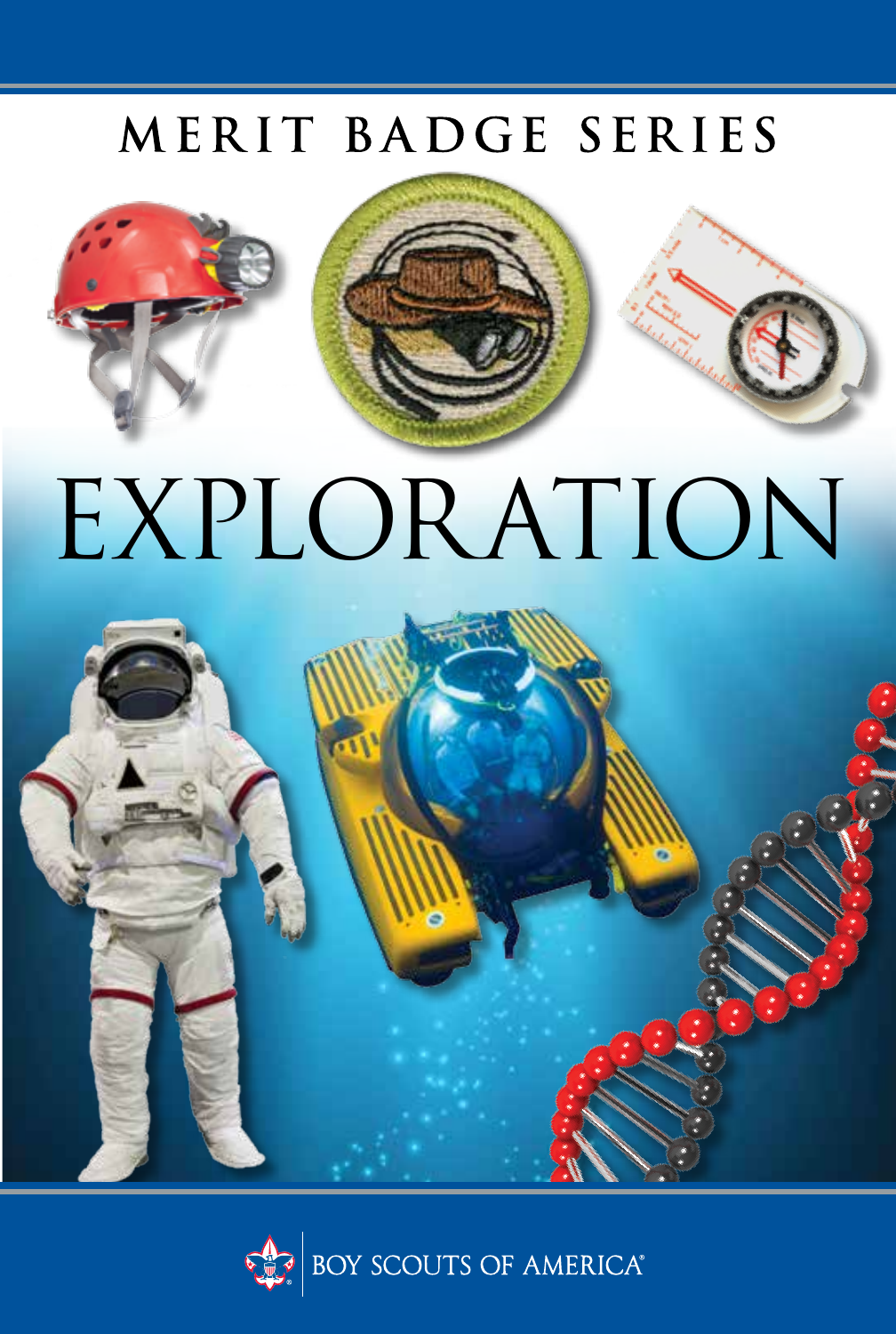MERIT BADGE SERIES

# EXPLORATION

BOY SCOUTS OF AMERICA®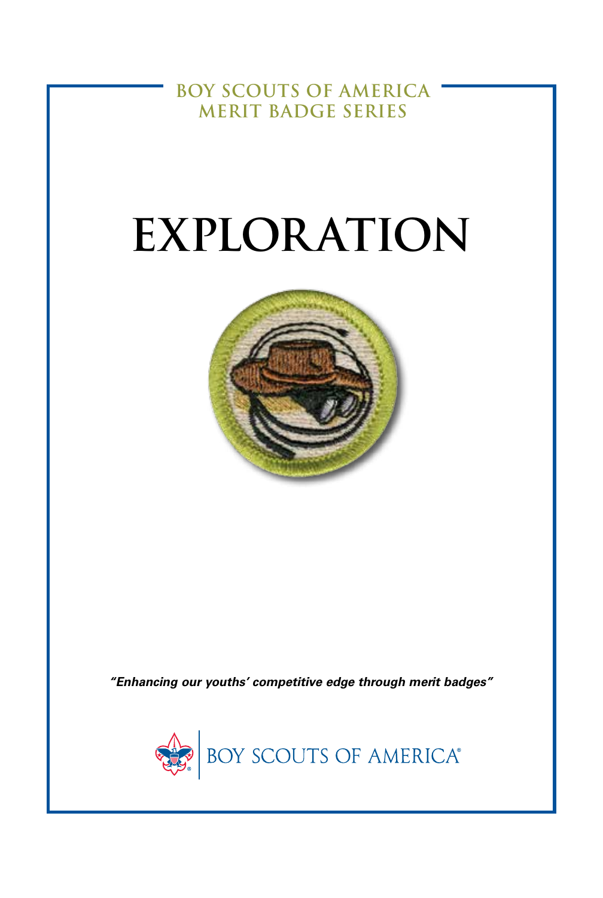BOY SCOUTS OF AMERICA
MERIT BADGE SERIES

# EXPLORATION

*"Enhancing our youths' competitive edge through merit badges"*

BOY SCOUTS OF AMERICA®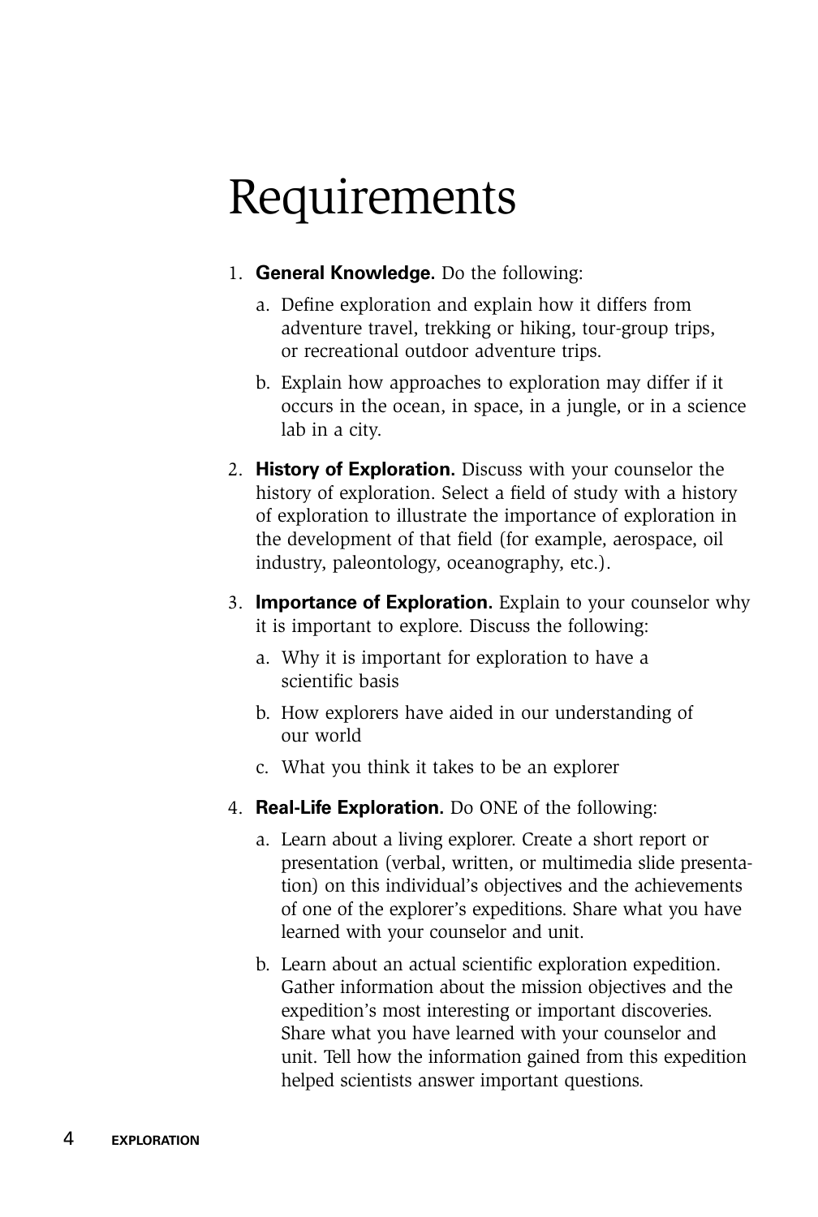# Requirements

1. **General Knowledge.** Do the following:
   a. Define exploration and explain how it differs from adventure travel, trekking or hiking, tour-group trips, or recreational outdoor adventure trips.
   b. Explain how approaches to exploration may differ if it occurs in the ocean, in space, in a jungle, or in a science lab in a city.

2. **History of Exploration.** Discuss with your counselor the history of exploration. Select a field of study with a history of exploration to illustrate the importance of exploration in the development of that field (for example, aerospace, oil industry, paleontology, oceanography, etc.).

3. **Importance of Exploration.** Explain to your counselor why it is important to explore. Discuss the following:
   a. Why it is important for exploration to have a scientific basis
   b. How explorers have aided in our understanding of our world
   c. What you think it takes to be an explorer

4. **Real-Life Exploration.** Do ONE of the following:
   a. Learn about a living explorer. Create a short report or presentation (verbal, written, or multimedia slide presentation) on this individual's objectives and the achievements of one of the explorer's expeditions. Share what you have learned with your counselor and unit.
   b. Learn about an actual scientific exploration expedition. Gather information about the mission objectives and the expedition's most interesting or important discoveries. Share what you have learned with your counselor and unit. Tell how the information gained from this expedition helped scientists answer important questions.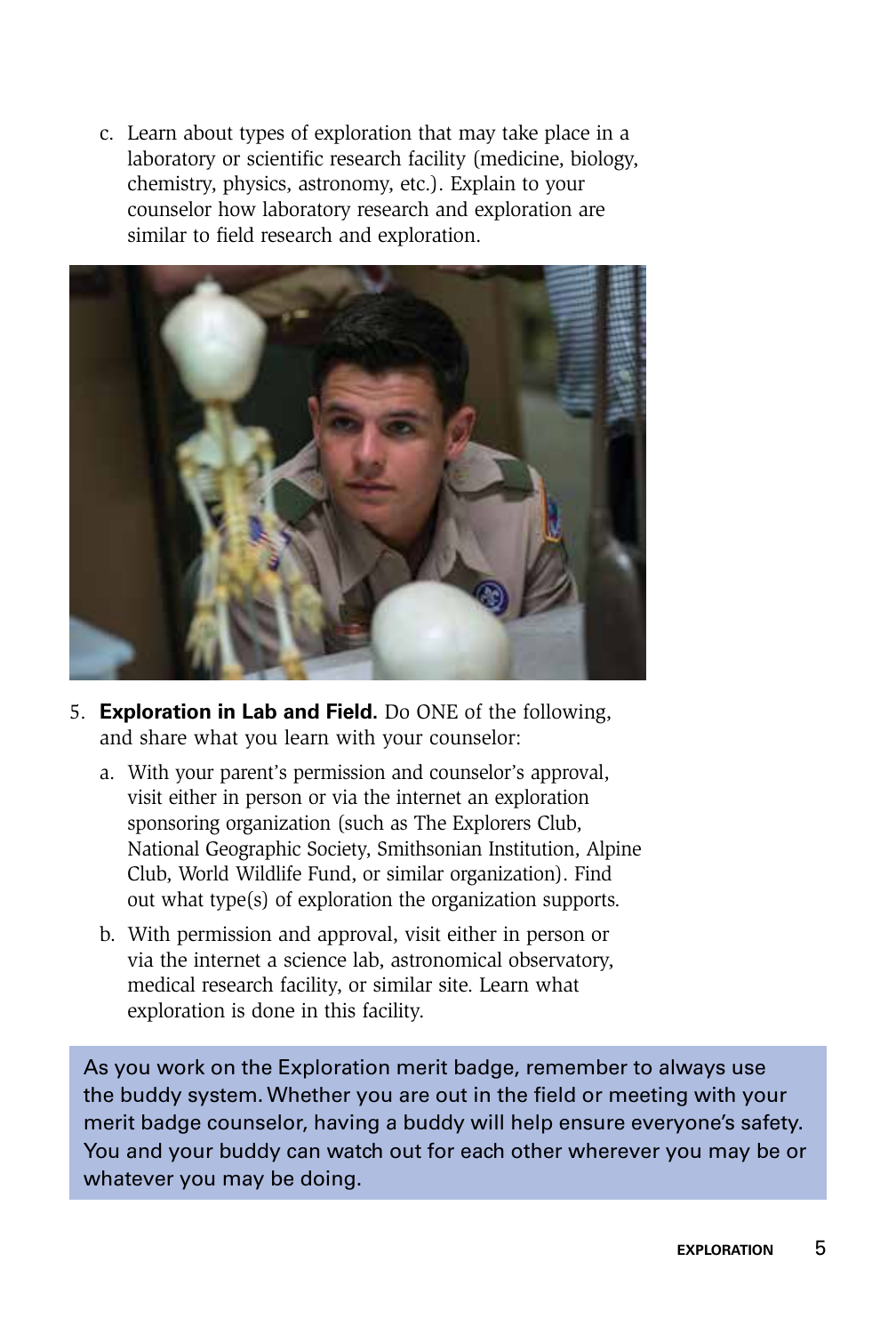c. Learn about types of exploration that may take place in a laboratory or scientific research facility (medicine, biology, chemistry, physics, astronomy, etc.). Explain to your counselor how laboratory research and exploration are similar to field research and exploration.

5. **Exploration in Lab and Field.** Do ONE of the following, and share what you learn with your counselor:

   a. With your parent's permission and counselor's approval, visit either in person or via the internet an exploration sponsoring organization (such as The Explorers Club, National Geographic Society, Smithsonian Institution, Alpine Club, World Wildlife Fund, or similar organization). Find out what type(s) of exploration the organization supports.

   b. With permission and approval, visit either in person or via the internet a science lab, astronomical observatory, medical research facility, or similar site. Learn what exploration is done in this facility.

As you work on the Exploration merit badge, remember to always use the buddy system. Whether you are out in the field or meeting with your merit badge counselor, having a buddy will help ensure everyone's safety. You and your buddy can watch out for each other wherever you may be or whatever you may be doing.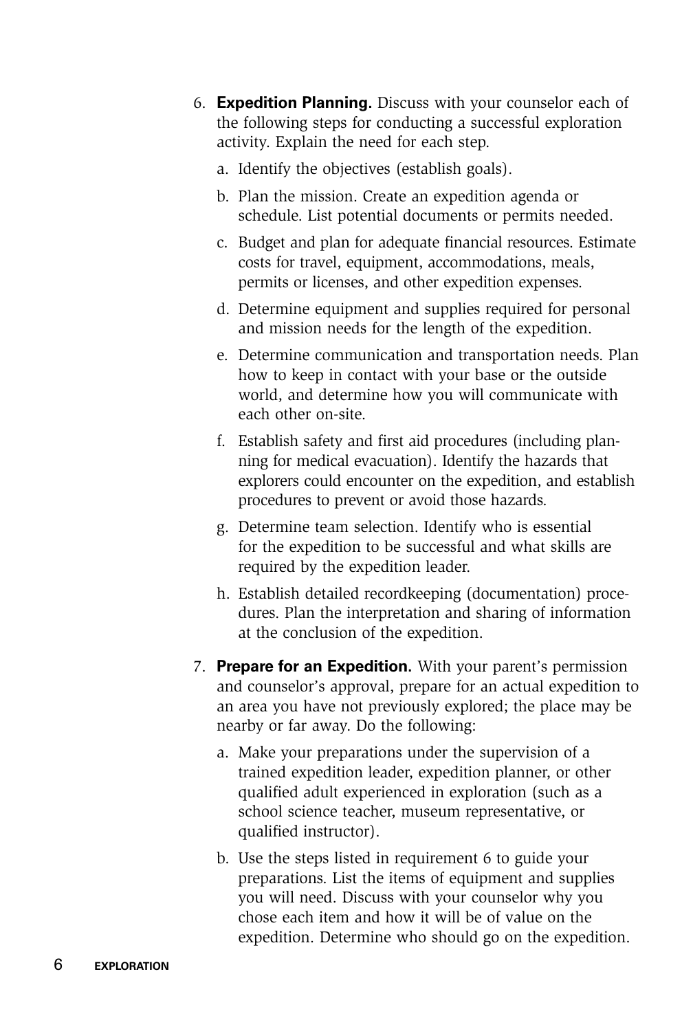6. **Expedition Planning.** Discuss with your counselor each of the following steps for conducting a successful exploration activity. Explain the need for each step.

   a. Identify the objectives (establish goals).

   b. Plan the mission. Create an expedition agenda or schedule. List potential documents or permits needed.

   c. Budget and plan for adequate financial resources. Estimate costs for travel, equipment, accommodations, meals, permits or licenses, and other expedition expenses.

   d. Determine equipment and supplies required for personal and mission needs for the length of the expedition.

   e. Determine communication and transportation needs. Plan how to keep in contact with your base or the outside world, and determine how you will communicate with each other on-site.

   f. Establish safety and first aid procedures (including planning for medical evacuation). Identify the hazards that explorers could encounter on the expedition, and establish procedures to prevent or avoid those hazards.

   g. Determine team selection. Identify who is essential for the expedition to be successful and what skills are required by the expedition leader.

   h. Establish detailed recordkeeping (documentation) procedures. Plan the interpretation and sharing of information at the conclusion of the expedition.

7. **Prepare for an Expedition.** With your parent's permission and counselor's approval, prepare for an actual expedition to an area you have not previously explored; the place may be nearby or far away. Do the following:

   a. Make your preparations under the supervision of a trained expedition leader, expedition planner, or other qualified adult experienced in exploration (such as a school science teacher, museum representative, or qualified instructor).

   b. Use the steps listed in requirement 6 to guide your preparations. List the items of equipment and supplies you will need. Discuss with your counselor why you chose each item and how it will be of value on the expedition. Determine who should go on the expedition.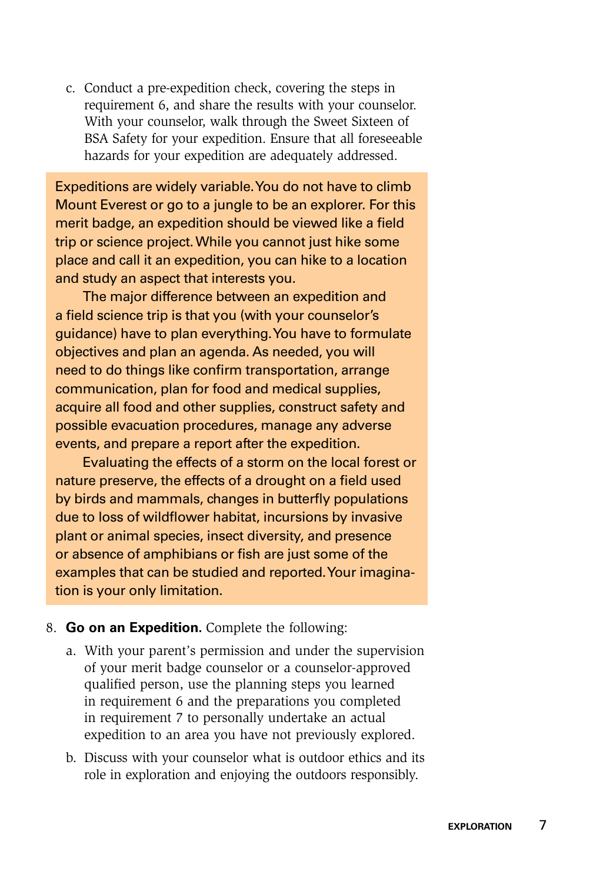c. Conduct a pre-expedition check, covering the steps in requirement 6, and share the results with your counselor. With your counselor, walk through the Sweet Sixteen of BSA Safety for your expedition. Ensure that all foreseeable hazards for your expedition are adequately addressed.

> Expeditions are widely variable. You do not have to climb Mount Everest or go to a jungle to be an explorer. For this merit badge, an expedition should be viewed like a field trip or science project. While you cannot just hike some place and call it an expedition, you can hike to a location and study an aspect that interests you.
>
> The major difference between an expedition and a field science trip is that you (with your counselor's guidance) have to plan everything. You have to formulate objectives and plan an agenda. As needed, you will need to do things like confirm transportation, arrange communication, plan for food and medical supplies, acquire all food and other supplies, construct safety and possible evacuation procedures, manage any adverse events, and prepare a report after the expedition.
>
> Evaluating the effects of a storm on the local forest or nature preserve, the effects of a drought on a field used by birds and mammals, changes in butterfly populations due to loss of wildflower habitat, incursions by invasive plant or animal species, insect diversity, and presence or absence of amphibians or fish are just some of the examples that can be studied and reported. Your imagination is your only limitation.

8. **Go on an Expedition.** Complete the following:

   a. With your parent's permission and under the supervision of your merit badge counselor or a counselor-approved qualified person, use the planning steps you learned in requirement 6 and the preparations you completed in requirement 7 to personally undertake an actual expedition to an area you have not previously explored.

   b. Discuss with your counselor what is outdoor ethics and its role in exploration and enjoying the outdoors responsibly.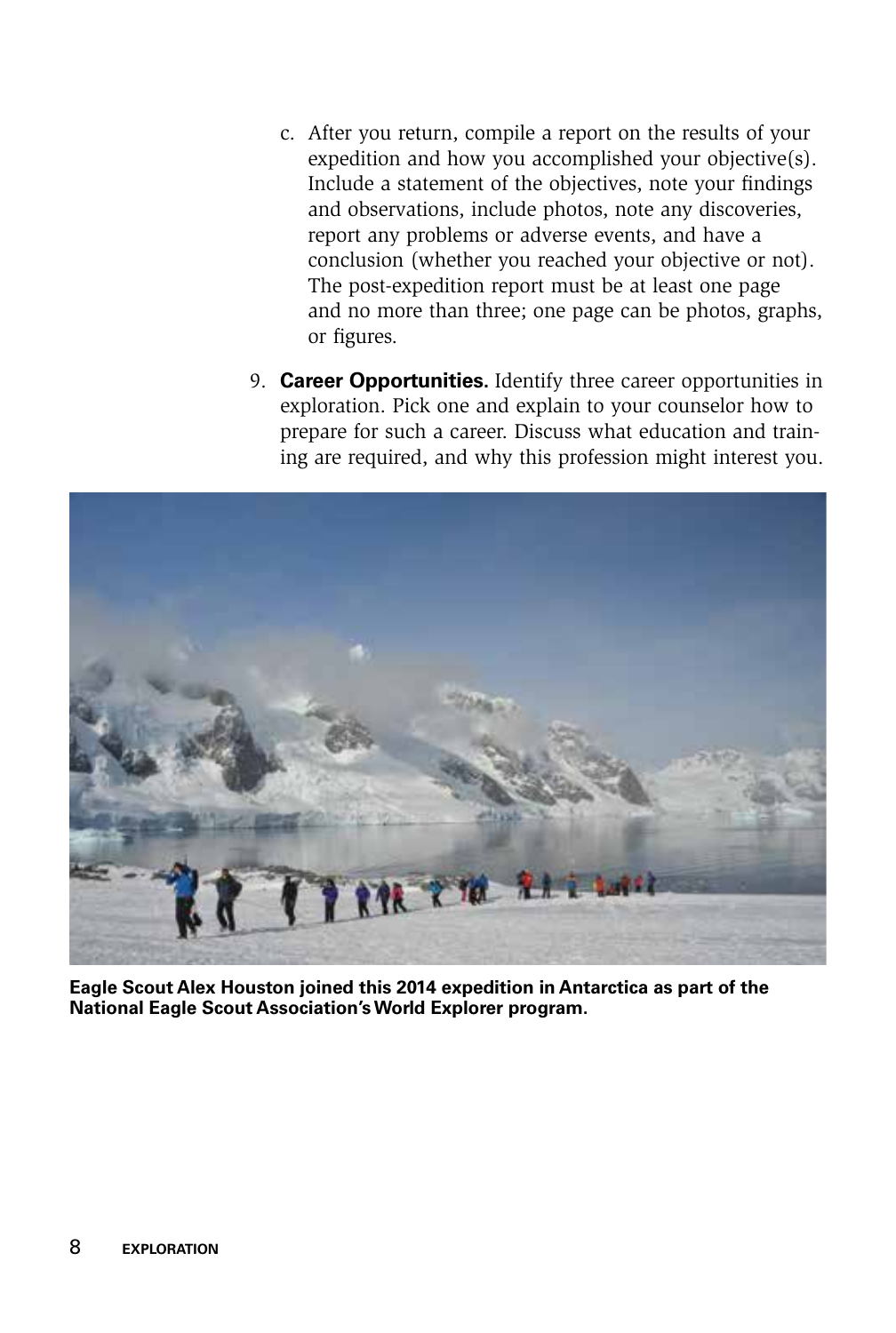c. After you return, compile a report on the results of your expedition and how you accomplished your objective(s). Include a statement of the objectives, note your findings and observations, include photos, note any discoveries, report any problems or adverse events, and have a conclusion (whether you reached your objective or not). The post-expedition report must be at least one page and no more than three; one page can be photos, graphs, or figures.

9. **Career Opportunities.** Identify three career opportunities in exploration. Pick one and explain to your counselor how to prepare for such a career. Discuss what education and training are required, and why this profession might interest you.

**Eagle Scout Alex Houston joined this 2014 expedition in Antarctica as part of the National Eagle Scout Association's World Explorer program.**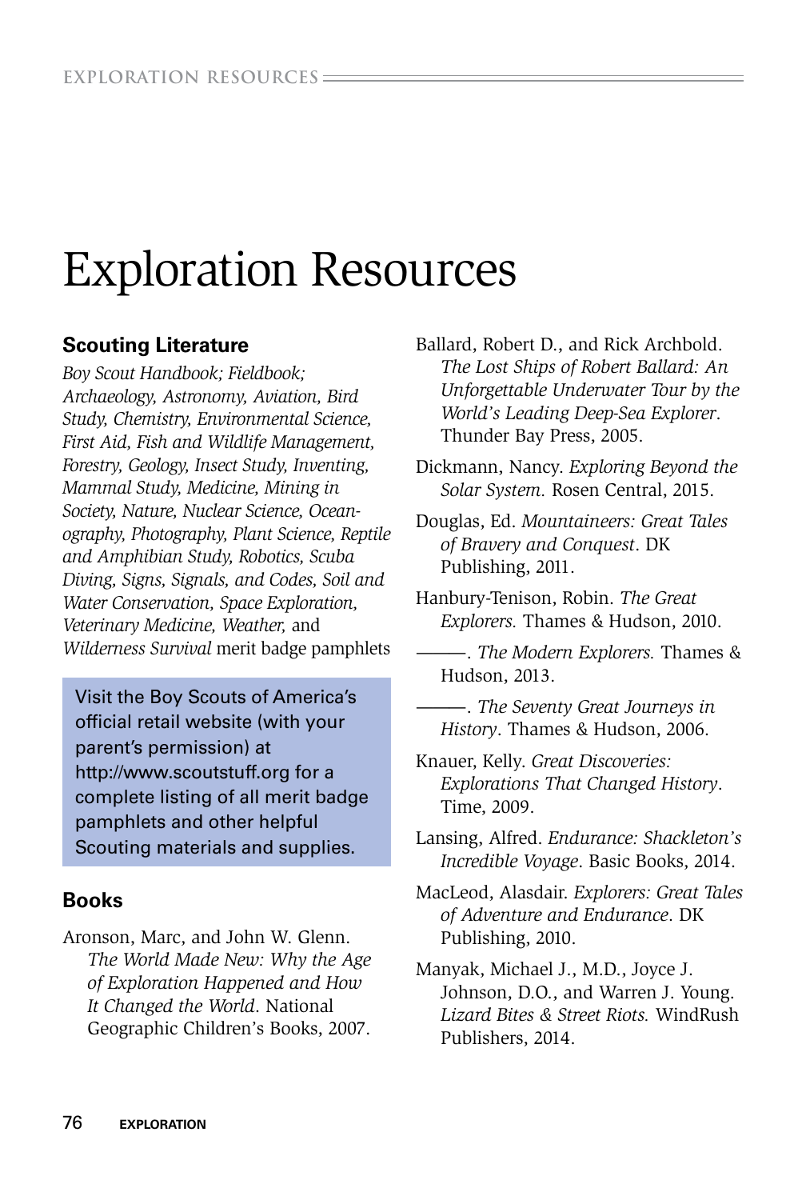# Exploration Resources

## Scouting Literature

*Boy Scout Handbook; Fieldbook; Archaeology, Astronomy, Aviation, Bird Study, Chemistry, Environmental Science, First Aid, Fish and Wildlife Management, Forestry, Geology, Insect Study, Inventing, Mammal Study, Medicine, Mining in Society, Nature, Nuclear Science, Oceanography, Photography, Plant Science, Reptile and Amphibian Study, Robotics, Scuba Diving, Signs, Signals, and Codes, Soil and Water Conservation, Space Exploration, Veterinary Medicine, Weather,* and *Wilderness Survival* merit badge pamphlets

Visit the Boy Scouts of America's official retail website (with your parent's permission) at http://www.scoutstuff.org for a complete listing of all merit badge pamphlets and other helpful Scouting materials and supplies.

## Books

Aronson, Marc, and John W. Glenn. *The World Made New: Why the Age of Exploration Happened and How It Changed the World*. National Geographic Children's Books, 2007.

Ballard, Robert D., and Rick Archbold. *The Lost Ships of Robert Ballard: An Unforgettable Underwater Tour by the World's Leading Deep-Sea Explorer*. Thunder Bay Press, 2005.

Dickmann, Nancy. *Exploring Beyond the Solar System.* Rosen Central, 2015.

Douglas, Ed. *Mountaineers: Great Tales of Bravery and Conquest*. DK Publishing, 2011.

Hanbury-Tenison, Robin. *The Great Explorers.* Thames & Hudson, 2010.

———. *The Modern Explorers.* Thames & Hudson, 2013.

———. *The Seventy Great Journeys in History*. Thames & Hudson, 2006.

Knauer, Kelly. *Great Discoveries: Explorations That Changed History*. Time, 2009.

Lansing, Alfred. *Endurance: Shackleton's Incredible Voyage*. Basic Books, 2014.

MacLeod, Alasdair. *Explorers: Great Tales of Adventure and Endurance*. DK Publishing, 2010.

Manyak, Michael J., M.D., Joyce J. Johnson, D.O., and Warren J. Young. *Lizard Bites & Street Riots.* WindRush Publishers, 2014.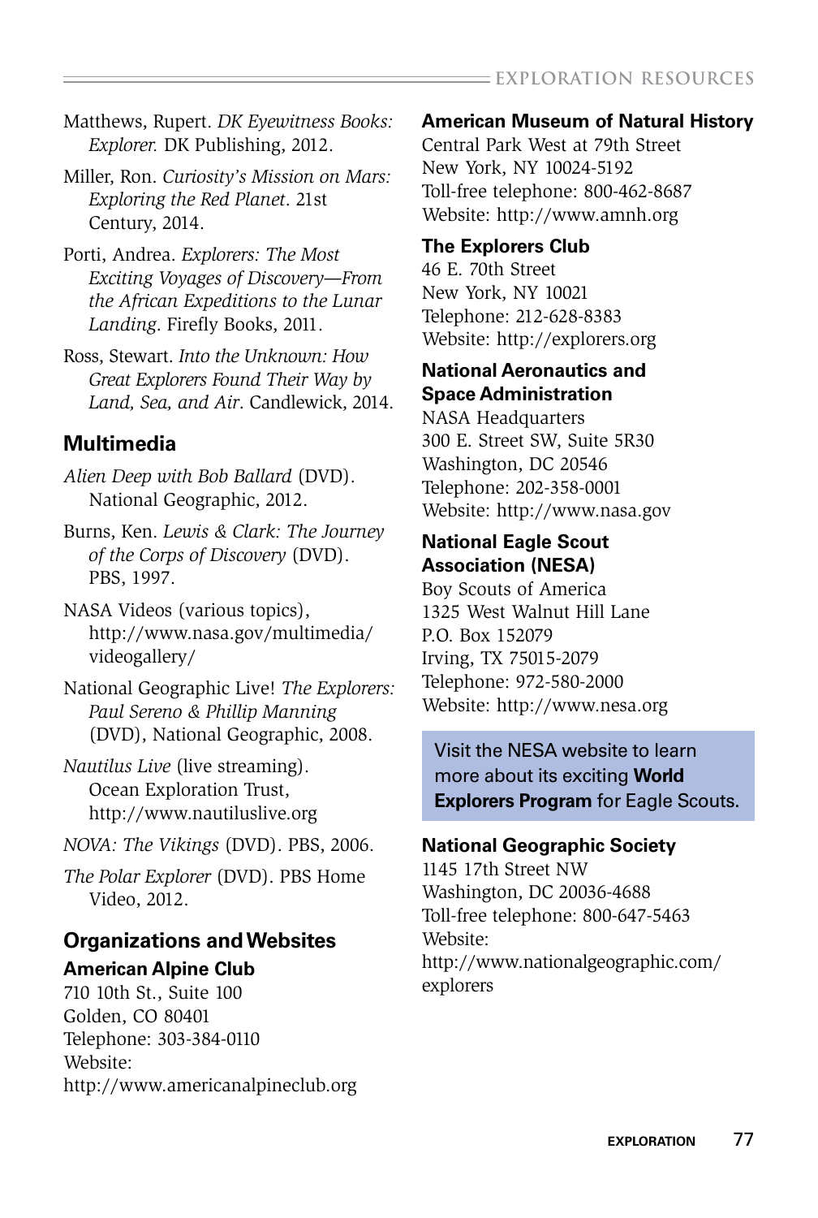Matthews, Rupert. *DK Eyewitness Books: Explorer.* DK Publishing, 2012.

Miller, Ron. *Curiosity's Mission on Mars: Exploring the Red Planet*. 21st Century, 2014.

Porti, Andrea. *Explorers: The Most Exciting Voyages of Discovery—From the African Expeditions to the Lunar Landing*. Firefly Books, 2011.

Ross, Stewart. *Into the Unknown: How Great Explorers Found Their Way by Land, Sea, and Air*. Candlewick, 2014.

## Multimedia

*Alien Deep with Bob Ballard* (DVD). National Geographic, 2012.

Burns, Ken. *Lewis & Clark: The Journey of the Corps of Discovery* (DVD). PBS, 1997.

NASA Videos (various topics), http://www.nasa.gov/multimedia/videogallery/

National Geographic Live! *The Explorers: Paul Sereno & Phillip Manning* (DVD), National Geographic, 2008.

*Nautilus Live* (live streaming). Ocean Exploration Trust, http://www.nautiluslive.org

*NOVA: The Vikings* (DVD). PBS, 2006.

*The Polar Explorer* (DVD). PBS Home Video, 2012.

## Organizations and Websites

**American Alpine Club**
710 10th St., Suite 100
Golden, CO 80401
Telephone: 303-384-0110
Website:
http://www.americanalpineclub.org

**American Museum of Natural History**
Central Park West at 79th Street
New York, NY 10024-5192
Toll-free telephone: 800-462-8687
Website: http://www.amnh.org

**The Explorers Club**
46 E. 70th Street
New York, NY 10021
Telephone: 212-628-8383
Website: http://explorers.org

**National Aeronautics and Space Administration**
NASA Headquarters
300 E. Street SW, Suite 5R30
Washington, DC 20546
Telephone: 202-358-0001
Website: http://www.nasa.gov

**National Eagle Scout Association (NESA)**
Boy Scouts of America
1325 West Walnut Hill Lane
P.O. Box 152079
Irving, TX 75015-2079
Telephone: 972-580-2000
Website: http://www.nesa.org

Visit the NESA website to learn more about its exciting **World Explorers Program** for Eagle Scouts.

**National Geographic Society**
1145 17th Street NW
Washington, DC 20036-4688
Toll-free telephone: 800-647-5463
Website:
http://www.nationalgeographic.com/explorers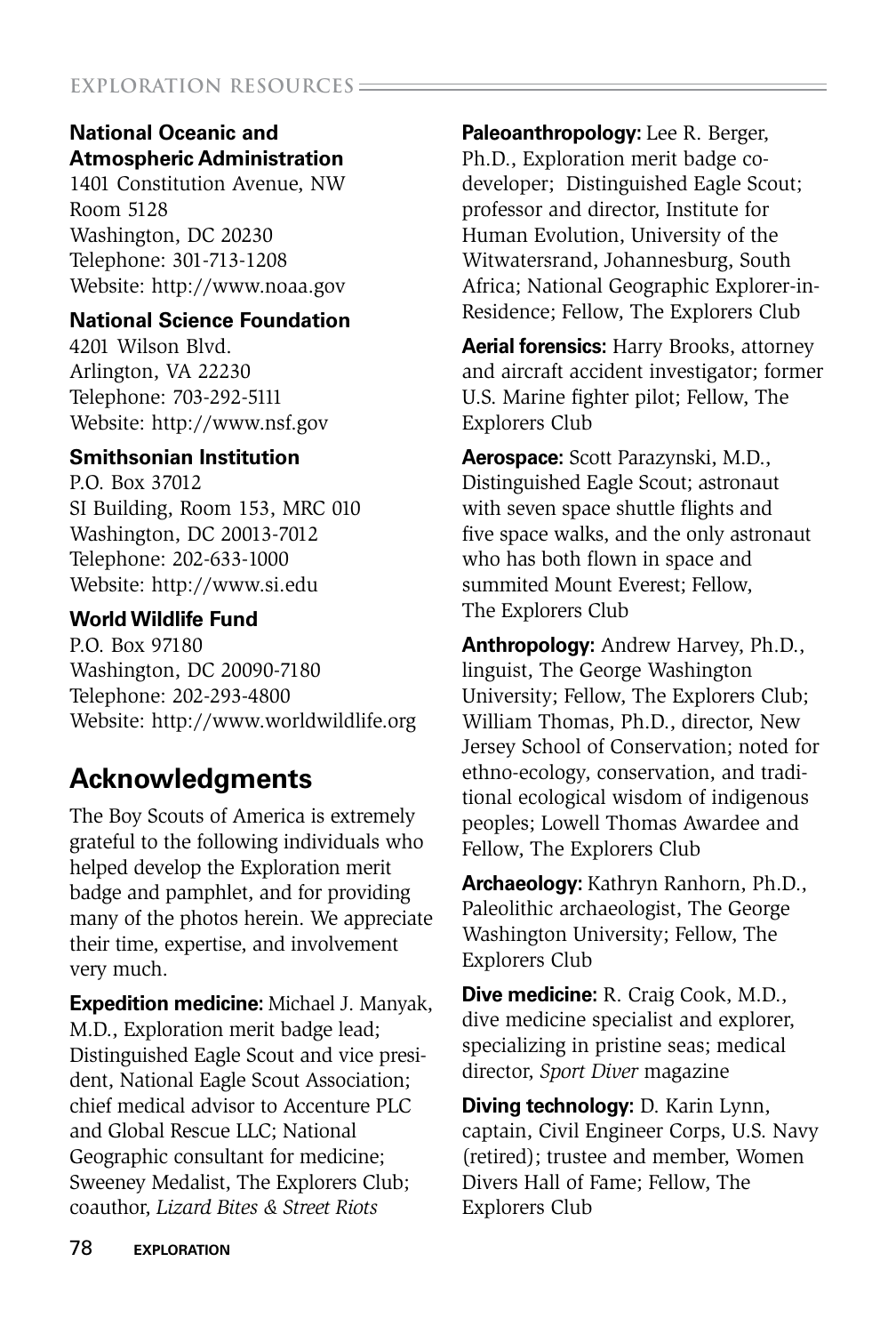**National Oceanic and Atmospheric Administration**
1401 Constitution Avenue, NW
Room 5128
Washington, DC 20230
Telephone: 301-713-1208
Website: http://www.noaa.gov

**National Science Foundation**
4201 Wilson Blvd.
Arlington, VA 22230
Telephone: 703-292-5111
Website: http://www.nsf.gov

**Smithsonian Institution**
P.O. Box 37012
SI Building, Room 153, MRC 010
Washington, DC 20013-7012
Telephone: 202-633-1000
Website: http://www.si.edu

**World Wildlife Fund**
P.O. Box 97180
Washington, DC 20090-7180
Telephone: 202-293-4800
Website: http://www.worldwildlife.org

## Acknowledgments

The Boy Scouts of America is extremely grateful to the following individuals who helped develop the Exploration merit badge and pamphlet, and for providing many of the photos herein. We appreciate their time, expertise, and involvement very much.

**Expedition medicine:** Michael J. Manyak, M.D., Exploration merit badge lead; Distinguished Eagle Scout and vice president, National Eagle Scout Association; chief medical advisor to Accenture PLC and Global Rescue LLC; National Geographic consultant for medicine; Sweeney Medalist, The Explorers Club; coauthor, *Lizard Bites & Street Riots*

**Paleoanthropology:** Lee R. Berger, Ph.D., Exploration merit badge co-developer; Distinguished Eagle Scout; professor and director, Institute for Human Evolution, University of the Witwatersrand, Johannesburg, South Africa; National Geographic Explorer-in-Residence; Fellow, The Explorers Club

**Aerial forensics:** Harry Brooks, attorney and aircraft accident investigator; former U.S. Marine fighter pilot; Fellow, The Explorers Club

**Aerospace:** Scott Parazynski, M.D., Distinguished Eagle Scout; astronaut with seven space shuttle flights and five space walks, and the only astronaut who has both flown in space and summited Mount Everest; Fellow, The Explorers Club

**Anthropology:** Andrew Harvey, Ph.D., linguist, The George Washington University; Fellow, The Explorers Club; William Thomas, Ph.D., director, New Jersey School of Conservation; noted for ethno-ecology, conservation, and traditional ecological wisdom of indigenous peoples; Lowell Thomas Awardee and Fellow, The Explorers Club

**Archaeology:** Kathryn Ranhorn, Ph.D., Paleolithic archaeologist, The George Washington University; Fellow, The Explorers Club

**Dive medicine:** R. Craig Cook, M.D., dive medicine specialist and explorer, specializing in pristine seas; medical director, *Sport Diver* magazine

**Diving technology:** D. Karin Lynn, captain, Civil Engineer Corps, U.S. Navy (retired); trustee and member, Women Divers Hall of Fame; Fellow, The Explorers Club